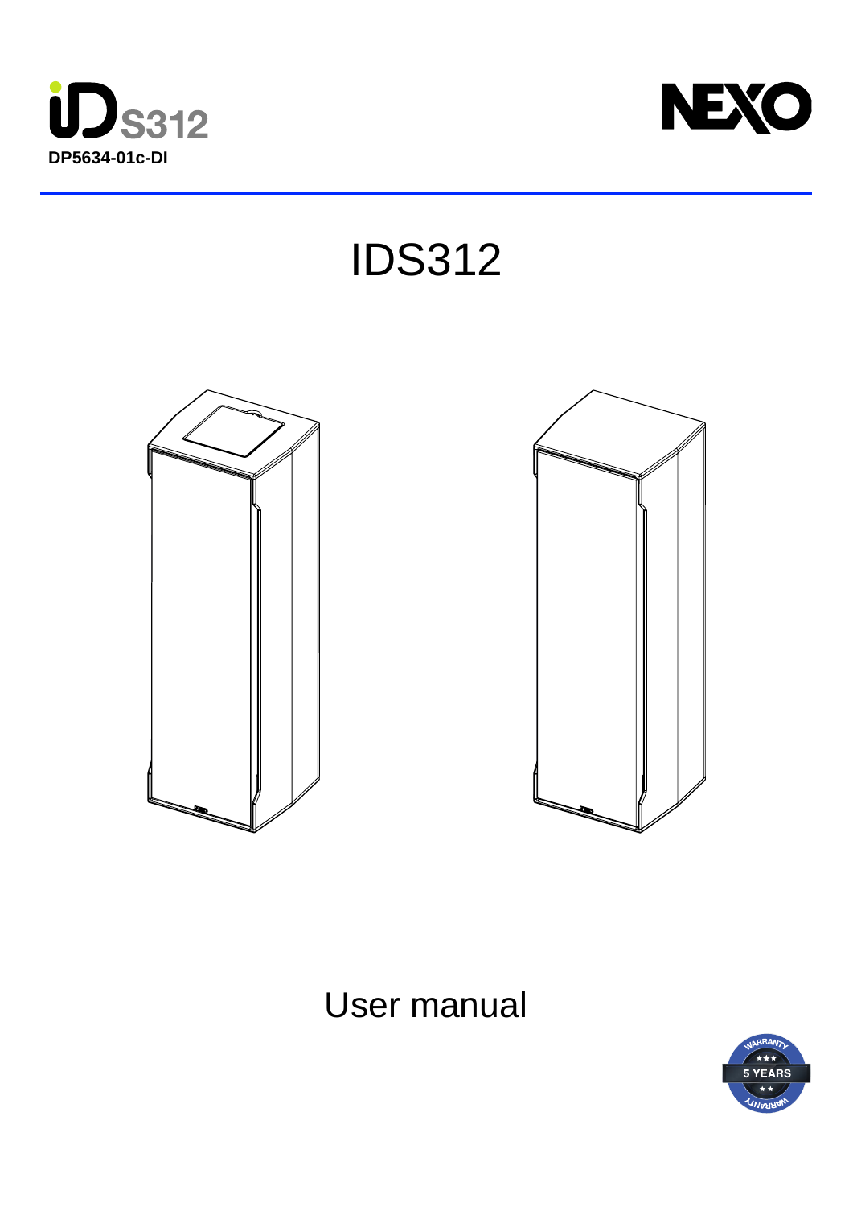IDS312

DP5634-01c-DI

# IDS312

User manual

WARRANTY 5 YEARS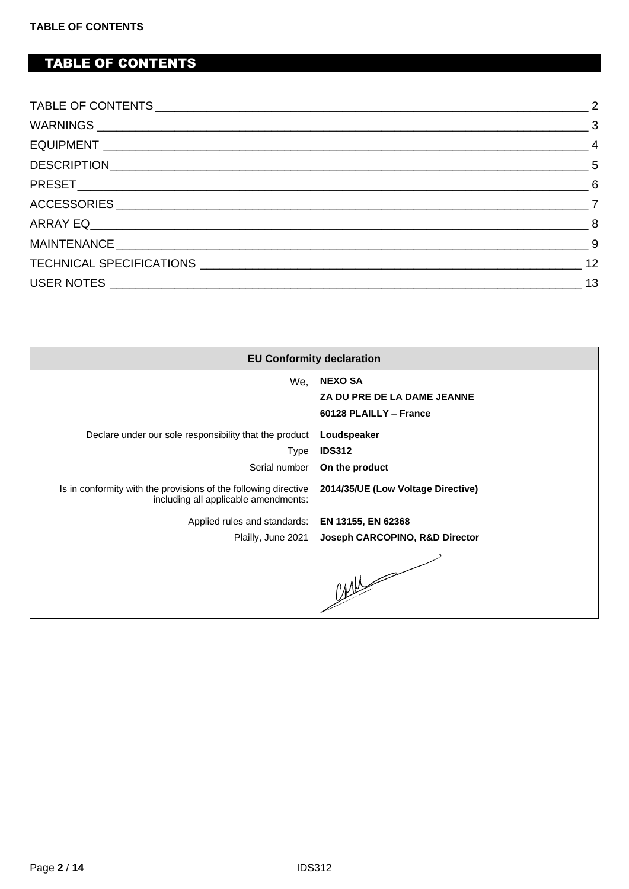# TABLE OF CONTENTS

| | |
|---|---|
| TABLE OF CONTENTS | 2 |
| WARNINGS | 3 |
| EQUIPMENT | 4 |
| DESCRIPTION | 5 |
| PRESET | 6 |
| ACCESSORIES | 7 |
| ARRAY EQ | 8 |
| MAINTENANCE | 9 |
| TECHNICAL SPECIFICATIONS | 12 |
| USER NOTES | 13 |

| EU Conformity declaration | |
|---|---|
| We, | **NEXO SA**<br>**ZA DU PRE DE LA DAME JEANNE**<br>**60128 PLAILLY – France** |
| Declare under our sole responsibility that the product | **Loudspeaker** |
| Type | **IDS312** |
| Serial number | **On the product** |
| Is in conformity with the provisions of the following directive including all applicable amendments: | **2014/35/UE (Low Voltage Directive)** |
| Applied rules and standards: | **EN 13155, EN 62368** |
| Plailly, June 2021 | **Joseph CARCOPINO, R&D Director** |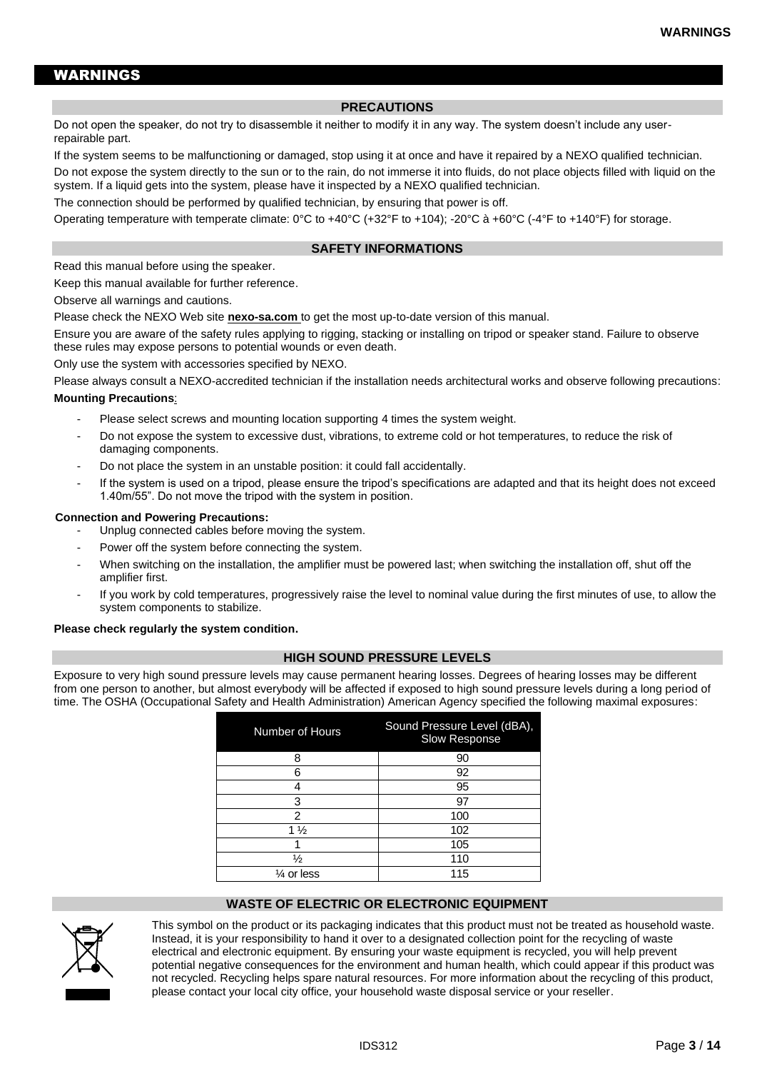# WARNINGS

## PRECAUTIONS

Do not open the speaker, do not try to disassemble it neither to modify it in any way. The system doesn't include any user-repairable part.

If the system seems to be malfunctioning or damaged, stop using it at once and have it repaired by a NEXO qualified technician.

Do not expose the system directly to the sun or to the rain, do not immerse it into fluids, do not place objects filled with liquid on the system. If a liquid gets into the system, please have it inspected by a NEXO qualified technician.

The connection should be performed by qualified technician, by ensuring that power is off.

Operating temperature with temperate climate: 0°C to +40°C (+32°F to +104); -20°C à +60°C (-4°F to +140°F) for storage.

## SAFETY INFORMATIONS

Read this manual before using the speaker.

Keep this manual available for further reference.

Observe all warnings and cautions.

Please check the NEXO Web site **nexo-sa.com** to get the most up-to-date version of this manual.

Ensure you are aware of the safety rules applying to rigging, stacking or installing on tripod or speaker stand. Failure to observe these rules may expose persons to potential wounds or even death.

Only use the system with accessories specified by NEXO.

Please always consult a NEXO-accredited technician if the installation needs architectural works and observe following precautions:

**Mounting Precautions**:

- Please select screws and mounting location supporting 4 times the system weight.
- Do not expose the system to excessive dust, vibrations, to extreme cold or hot temperatures, to reduce the risk of damaging components.
- Do not place the system in an unstable position: it could fall accidentally.
- If the system is used on a tripod, please ensure the tripod's specifications are adapted and that its height does not exceed 1.40m/55". Do not move the tripod with the system in position.

**Connection and Powering Precautions:**

- Unplug connected cables before moving the system.
- Power off the system before connecting the system.
- When switching on the installation, the amplifier must be powered last; when switching the installation off, shut off the amplifier first.
- If you work by cold temperatures, progressively raise the level to nominal value during the first minutes of use, to allow the system components to stabilize.

**Please check regularly the system condition.**

## HIGH SOUND PRESSURE LEVELS

Exposure to very high sound pressure levels may cause permanent hearing losses. Degrees of hearing losses may be different from one person to another, but almost everybody will be affected if exposed to high sound pressure levels during a long period of time. The OSHA (Occupational Safety and Health Administration) American Agency specified the following maximal exposures:

| Number of Hours | Sound Pressure Level (dBA), Slow Response |
|---|---|
| 8 | 90 |
| 6 | 92 |
| 4 | 95 |
| 3 | 97 |
| 2 | 100 |
| 1 ½ | 102 |
| 1 | 105 |
| ½ | 110 |
| ¼ or less | 115 |

## WASTE OF ELECTRIC OR ELECTRONIC EQUIPMENT

This symbol on the product or its packaging indicates that this product must not be treated as household waste. Instead, it is your responsibility to hand it over to a designated collection point for the recycling of waste electrical and electronic equipment. By ensuring your waste equipment is recycled, you will help prevent potential negative consequences for the environment and human health, which could appear if this product was not recycled. Recycling helps spare natural resources. For more information about the recycling of this product, please contact your local city office, your household waste disposal service or your reseller.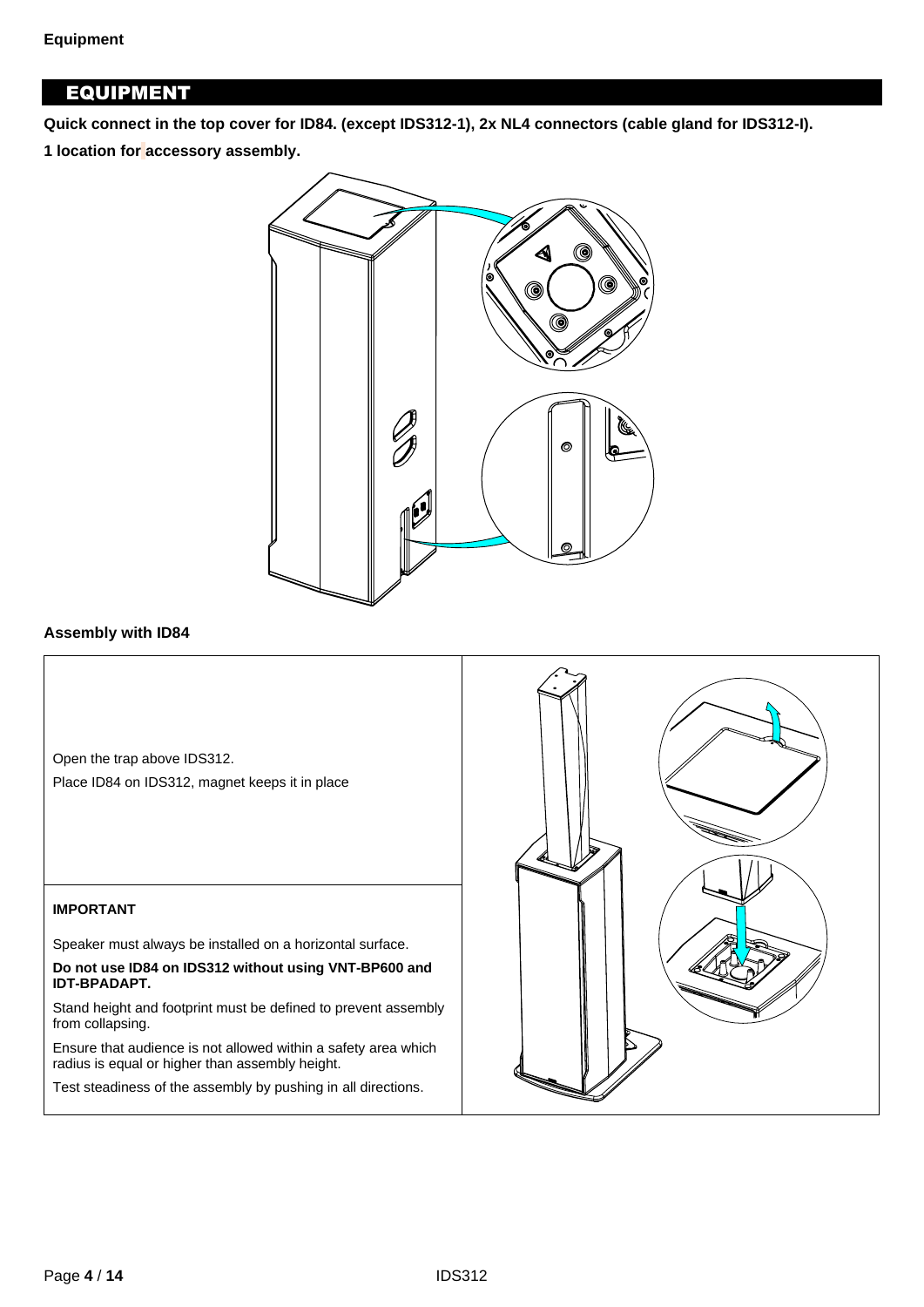## EQUIPMENT

**Quick connect in the top cover for ID84. (except IDS312-1), 2x NL4 connectors (cable gland for IDS312-I).**

**1 location for accessory assembly.**

### Assembly with ID84

| | |
|---|---|
| Open the trap above IDS312.<br>Place ID84 on IDS312, magnet keeps it in place | |
| **IMPORTANT**<br>Speaker must always be installed on a horizontal surface.<br>**Do not use ID84 on IDS312 without using VNT-BP600 and IDT-BPADAPT.**<br>Stand height and footprint must be defined to prevent assembly from collapsing.<br>Ensure that audience is not allowed within a safety area which radius is equal or higher than assembly height.<br>Test steadiness of the assembly by pushing in all directions. | |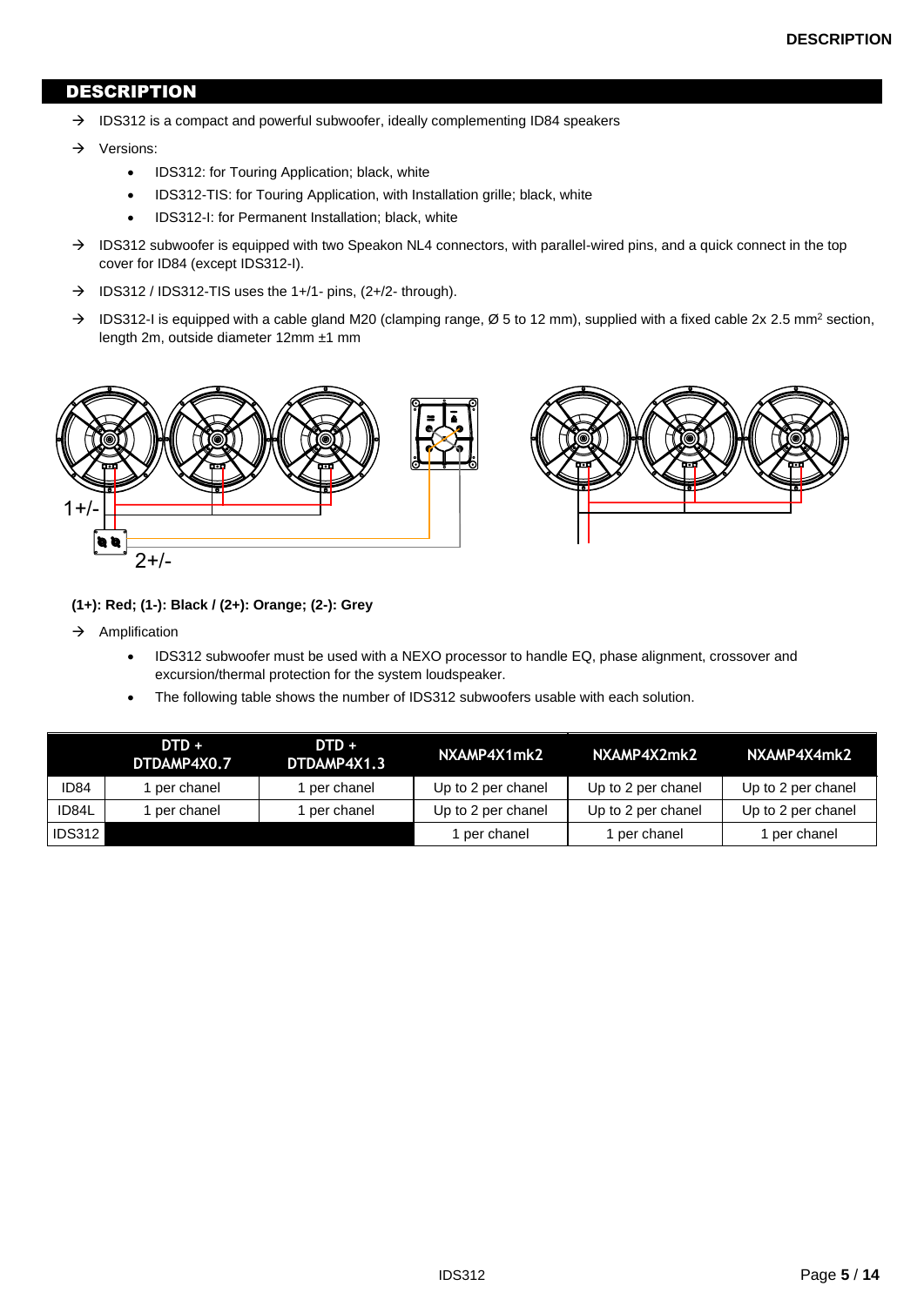# DESCRIPTION

- → IDS312 is a compact and powerful subwoofer, ideally complementing ID84 speakers
- → Versions:
  - IDS312: for Touring Application; black, white
  - IDS312-TIS: for Touring Application, with Installation grille; black, white
  - IDS312-I: for Permanent Installation; black, white
- → IDS312 subwoofer is equipped with two Speakon NL4 connectors, with parallel-wired pins, and a quick connect in the top cover for ID84 (except IDS312-I).
- → IDS312 / IDS312-TIS uses the 1+/1- pins, (2+/2- through).
- → IDS312-I is equipped with a cable gland M20 (clamping range, Ø 5 to 12 mm), supplied with a fixed cable 2x 2.5 mm² section, length 2m, outside diameter 12mm ±1 mm

1+/-

2+/-

**(1+): Red; (1-): Black / (2+): Orange; (2-): Grey**

- → Amplification
  - IDS312 subwoofer must be used with a NEXO processor to handle EQ, phase alignment, crossover and excursion/thermal protection for the system loudspeaker.
  - The following table shows the number of IDS312 subwoofers usable with each solution.

| | DTD + DTDAMP4X0.7 | DTD + DTDAMP4X1.3 | NXAMP4X1mk2 | NXAMP4X2mk2 | NXAMP4X4mk2 |
|---|---|---|---|---|---|
| ID84 | 1 per chanel | 1 per chanel | Up to 2 per chanel | Up to 2 per chanel | Up to 2 per chanel |
| ID84L | 1 per chanel | 1 per chanel | Up to 2 per chanel | Up to 2 per chanel | Up to 2 per chanel |
| IDS312 | | | 1 per chanel | 1 per chanel | 1 per chanel |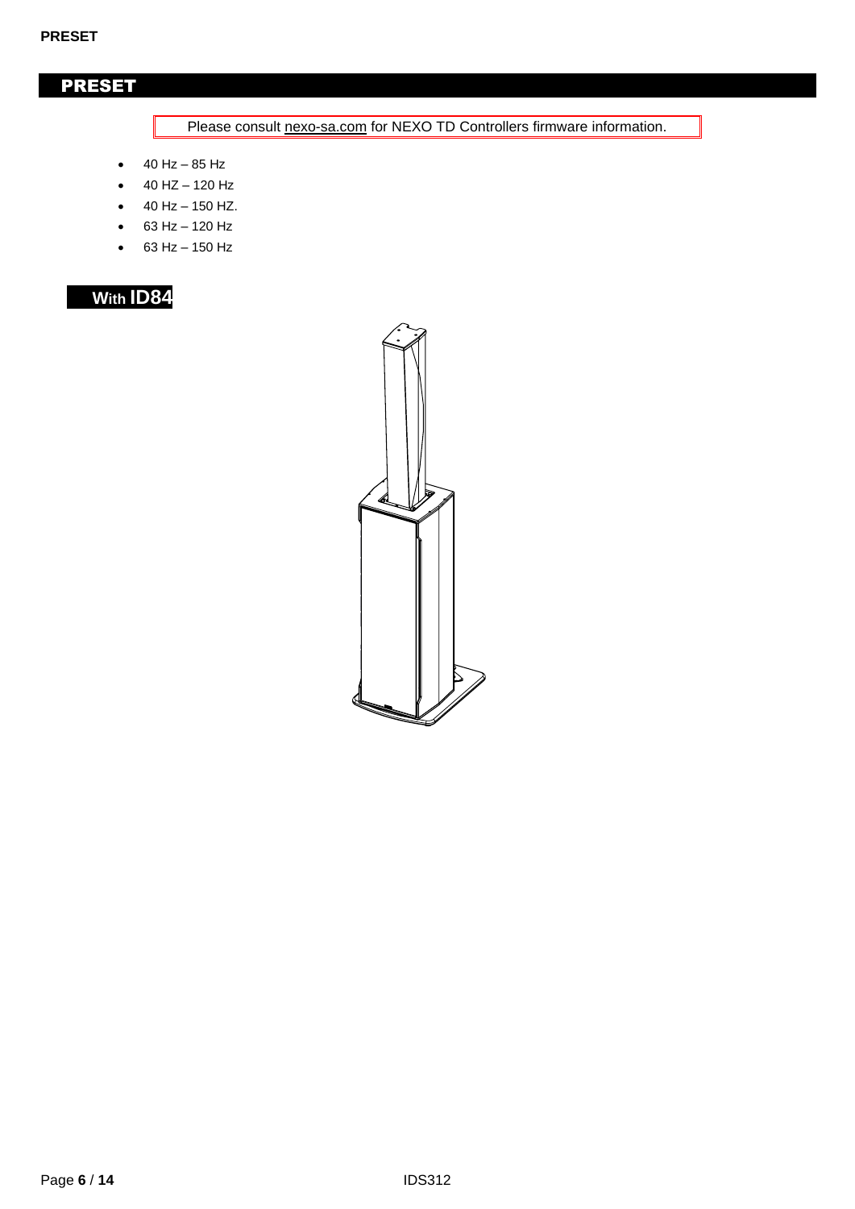# PRESET

Please consult nexo-sa.com for NEXO TD Controllers firmware information.

- 40 Hz – 85 Hz
- 40 HZ – 120 Hz
- 40 Hz – 150 HZ.
- 63 Hz – 120 Hz
- 63 Hz – 150 Hz

## With ID84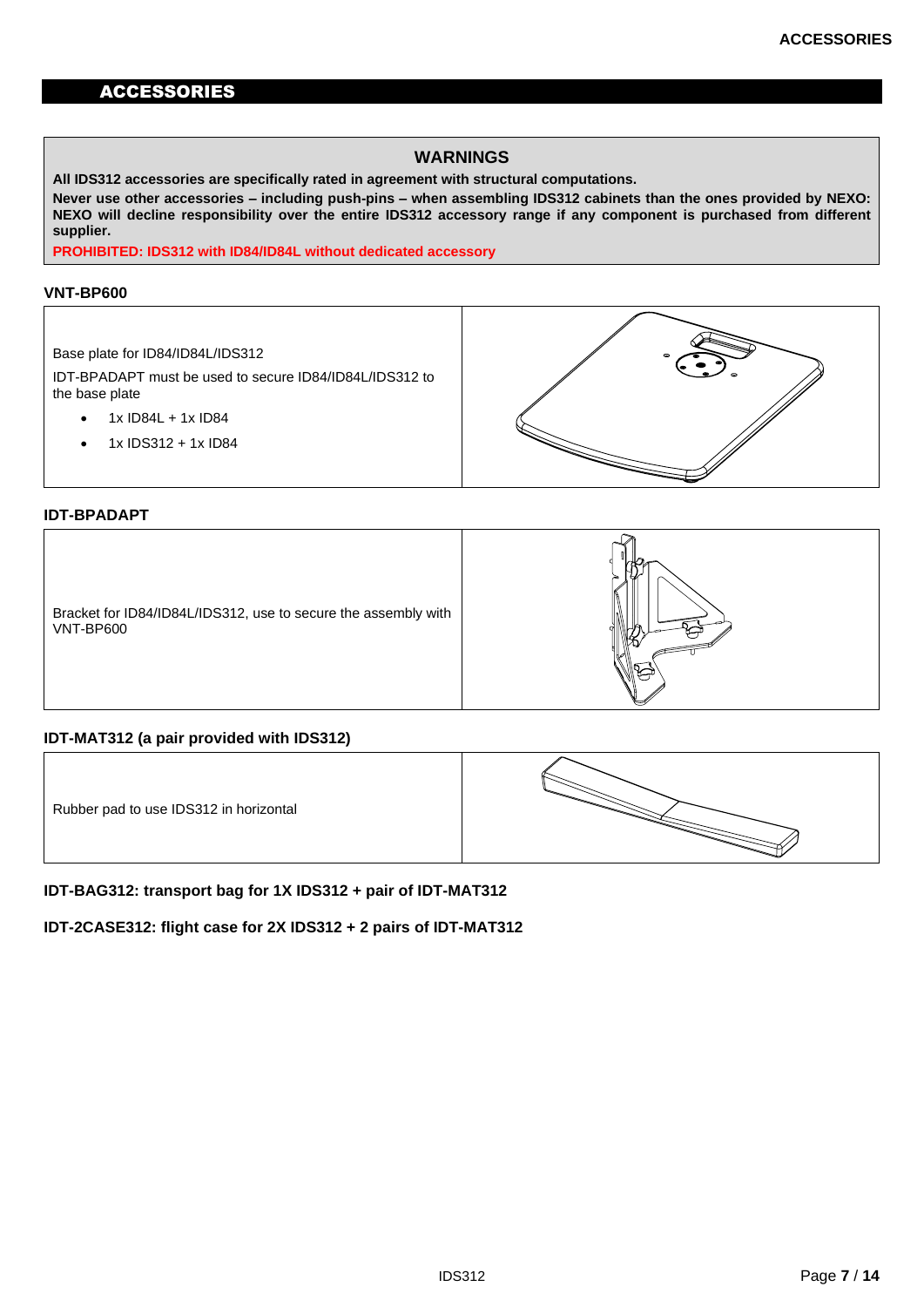# ACCESSORIES

## WARNINGS

**All IDS312 accessories are specifically rated in agreement with structural computations.**

**Never use other accessories – including push-pins – when assembling IDS312 cabinets than the ones provided by NEXO: NEXO will decline responsibility over the entire IDS312 accessory range if any component is purchased from different supplier.**

**PROHIBITED: IDS312 with ID84/ID84L without dedicated accessory**

### VNT-BP600

Base plate for ID84/ID84L/IDS312

IDT-BPADAPT must be used to secure ID84/ID84L/IDS312 to the base plate

- 1x ID84L + 1x ID84
- 1x IDS312 + 1x ID84

### IDT-BPADAPT

Bracket for ID84/ID84L/IDS312, use to secure the assembly with VNT-BP600

### IDT-MAT312 (a pair provided with IDS312)

Rubber pad to use IDS312 in horizontal

**IDT-BAG312: transport bag for 1X IDS312 + pair of IDT-MAT312**

**IDT-2CASE312: flight case for 2X IDS312 + 2 pairs of IDT-MAT312**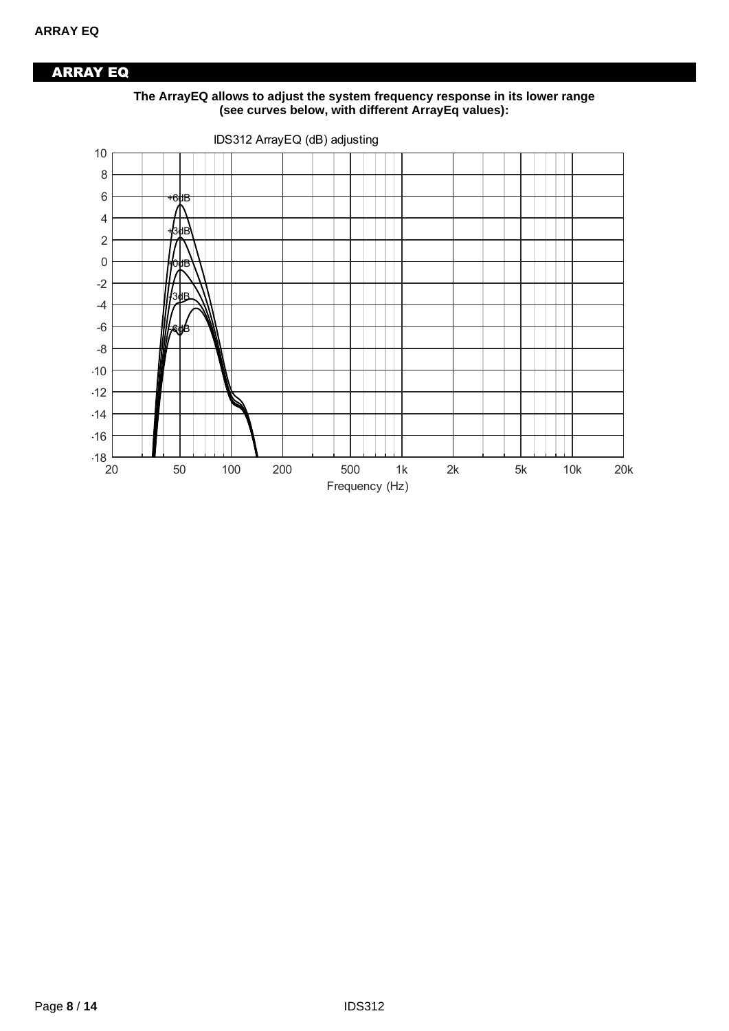## ARRAY EQ

**The ArrayEQ allows to adjust the system frequency response in its lower range (see curves below, with different ArrayEq values):**

IDS312 ArrayEQ (dB) adjusting

+6dB
+3dB
+0dB
-3dB
-6dB

Frequency (Hz)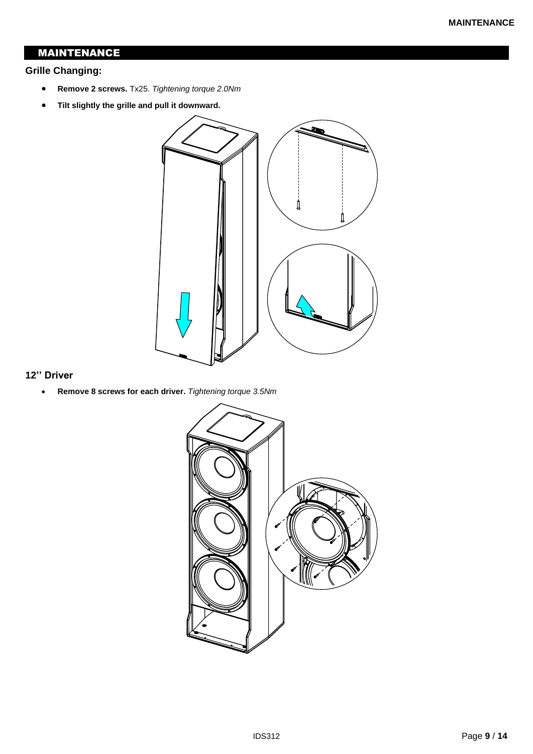# MAINTENANCE

## Grille Changing:

- **Remove 2 screws.** Tx25. *Tightening torque 2.0Nm*
- **Tilt slightly the grille and pull it downward.**

## 12'' Driver

- **Remove 8 screws for each driver.** *Tightening torque 3.5Nm*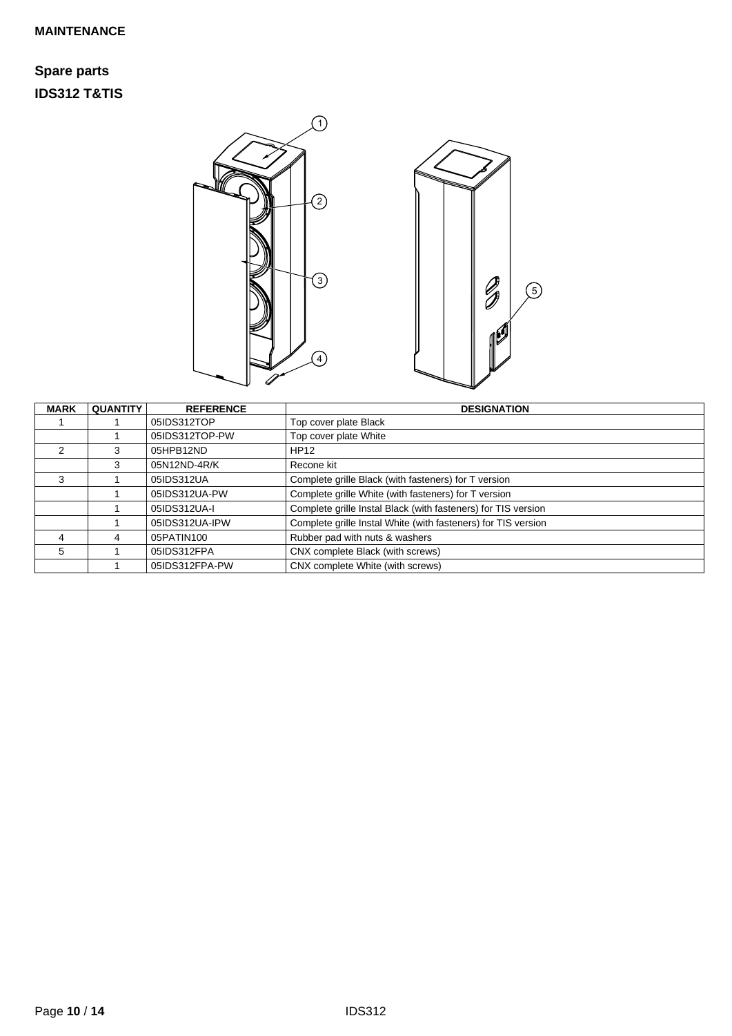**MAINTENANCE**

## Spare parts

### IDS312 T&TIS

| MARK | QUANTITY | REFERENCE | DESIGNATION |
|---|---|---|---|
| 1 | 1 | 05IDS312TOP | Top cover plate Black |
| | 1 | 05IDS312TOP-PW | Top cover plate White |
| 2 | 3 | 05HPB12ND | HP12 |
| | 3 | 05N12ND-4R/K | Recone kit |
| 3 | 1 | 05IDS312UA | Complete grille Black (with fasteners) for T version |
| | 1 | 05IDS312UA-PW | Complete grille White (with fasteners) for T version |
| | 1 | 05IDS312UA-I | Complete grille Instal Black (with fasteners) for TIS version |
| | 1 | 05IDS312UA-IPW | Complete grille Instal White (with fasteners) for TIS version |
| 4 | 4 | 05PATIN100 | Rubber pad with nuts & washers |
| 5 | 1 | 05IDS312FPA | CNX complete Black (with screws) |
| | 1 | 05IDS312FPA-PW | CNX complete White (with screws) |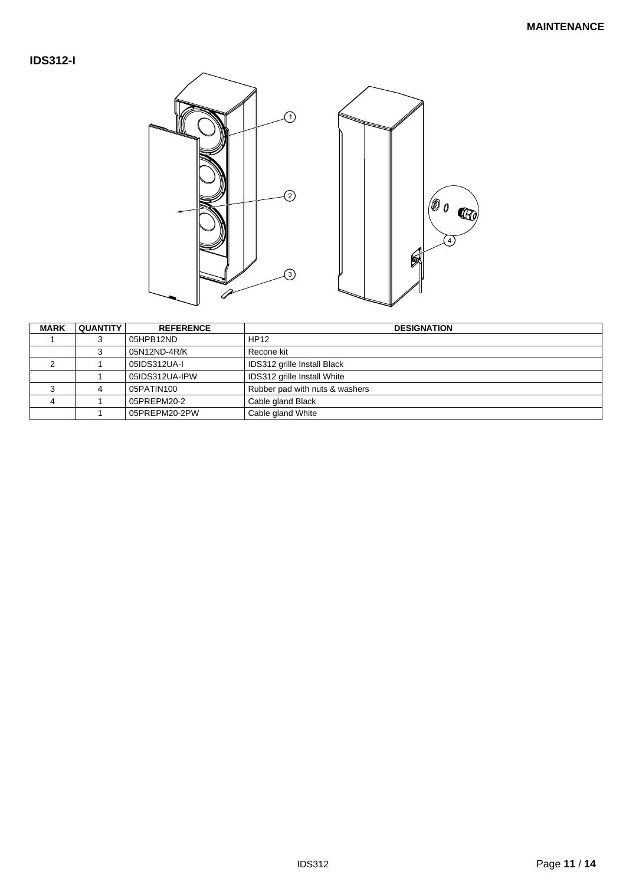## IDS312-I

| MARK | QUANTITY | REFERENCE | DESIGNATION |
|---|---|---|---|
| 1 | 3 | 05HPB12ND | HP12 |
| | 3 | 05N12ND-4R/K | Recone kit |
| 2 | 1 | 05IDS312UA-I | IDS312 grille Install Black |
| | 1 | 05IDS312UA-IPW | IDS312 grille Install White |
| 3 | 4 | 05PATIN100 | Rubber pad with nuts & washers |
| 4 | 1 | 05PREPM20-2 | Cable gland Black |
| | 1 | 05PREPM20-2PW | Cable gland White |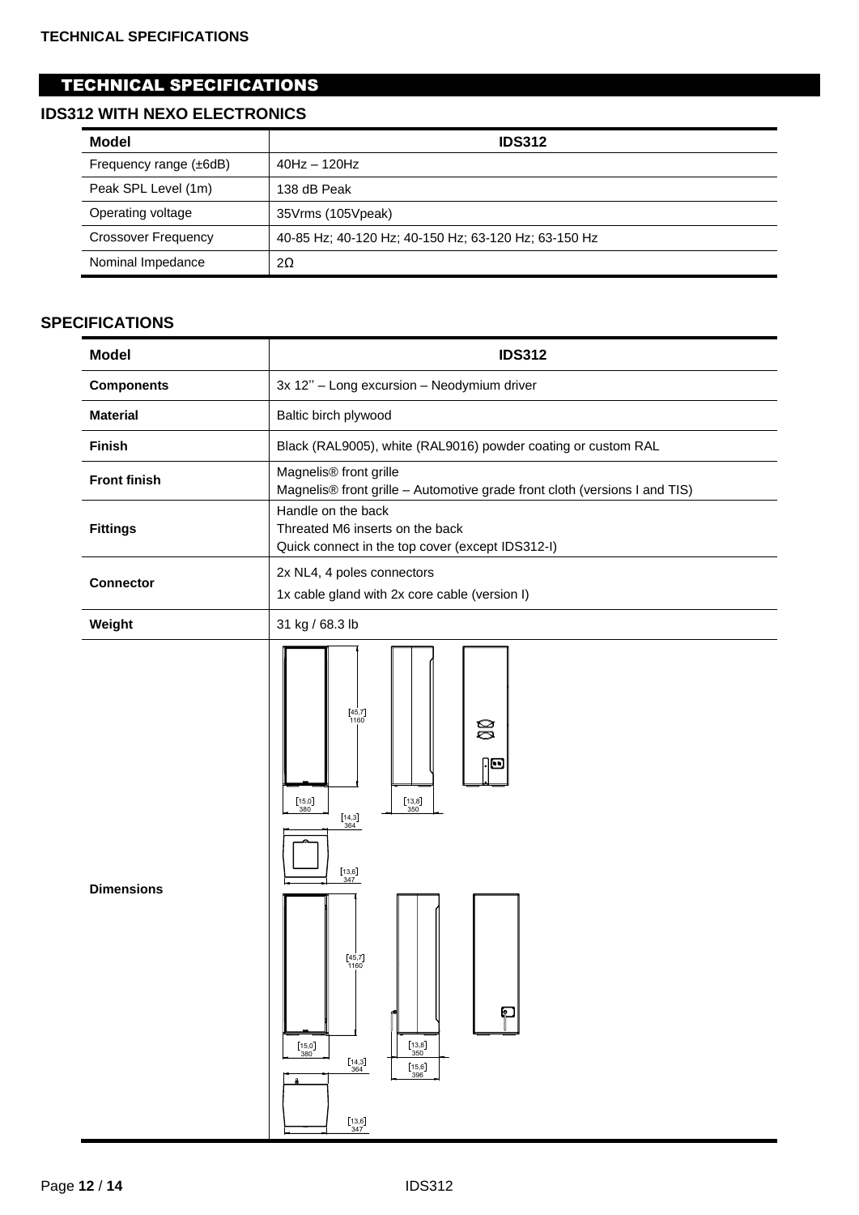# TECHNICAL SPECIFICATIONS

## IDS312 WITH NEXO ELECTRONICS

| Model | IDS312 |
| --- | --- |
| Frequency range (±6dB) | 40Hz – 120Hz |
| Peak SPL Level (1m) | 138 dB Peak |
| Operating voltage | 35Vrms (105Vpeak) |
| Crossover Frequency | 40-85 Hz; 40-120 Hz; 40-150 Hz; 63-120 Hz; 63-150 Hz |
| Nominal Impedance | 2Ω |

## SPECIFICATIONS

| Model | IDS312 |
| --- | --- |
| **Components** | 3x 12'' – Long excursion – Neodymium driver |
| **Material** | Baltic birch plywood |
| **Finish** | Black (RAL9005), white (RAL9016) powder coating or custom RAL |
| **Front finish** | Magnelis® front grille<br>Magnelis® front grille – Automotive grade front cloth (versions I and TIS) |
| **Fittings** | Handle on the back<br>Threaded M6 inserts on the back<br>Quick connect in the top cover (except IDS312-I) |
| **Connector** | 2x NL4, 4 poles connectors<br>1x cable gland with 2x core cable (version I) |
| **Weight** | 31 kg / 68.3 lb |
| **Dimensions** | [45,7] 1160; [15,0] 380; [13,8] 350; [14,3] 364; [13,6] 347<br>[45,7] 1160; [15,0] 380; [13,8] 350; [14,3] 364; [15,6] 396; [13,6] 347 |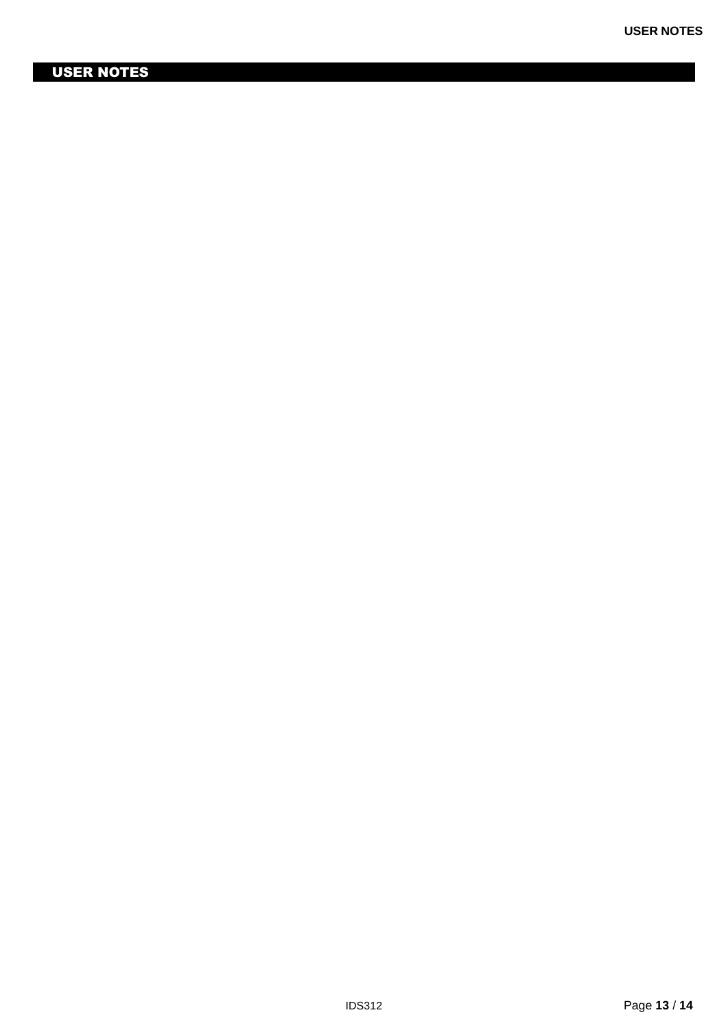# USER NOTES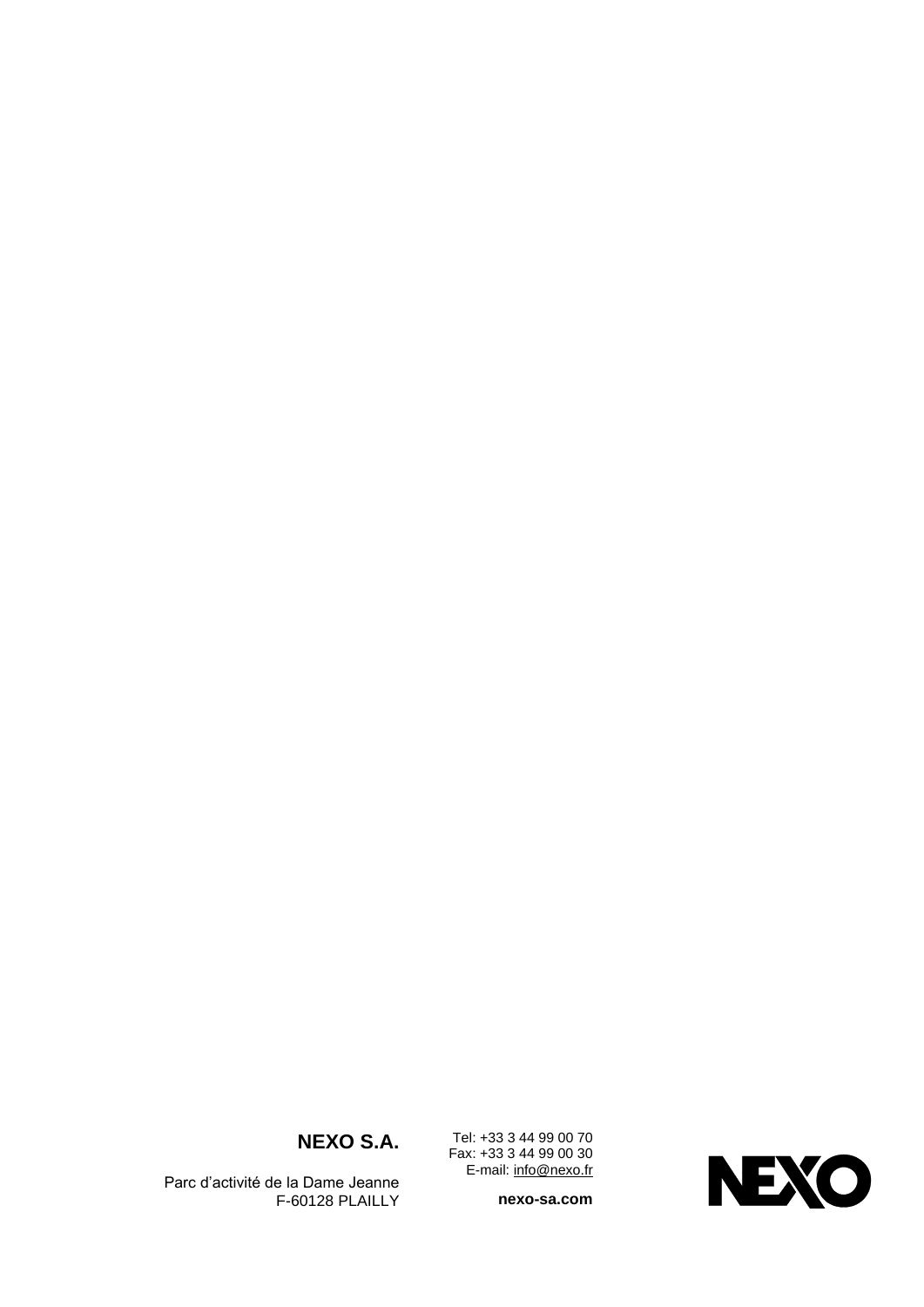**NEXO S.A.**

Parc d'activité de la Dame Jeanne
F-60128 PLAILLY

Tel: +33 3 44 99 00 70
Fax: +33 3 44 99 00 30
E-mail: info@nexo.fr

**nexo-sa.com**